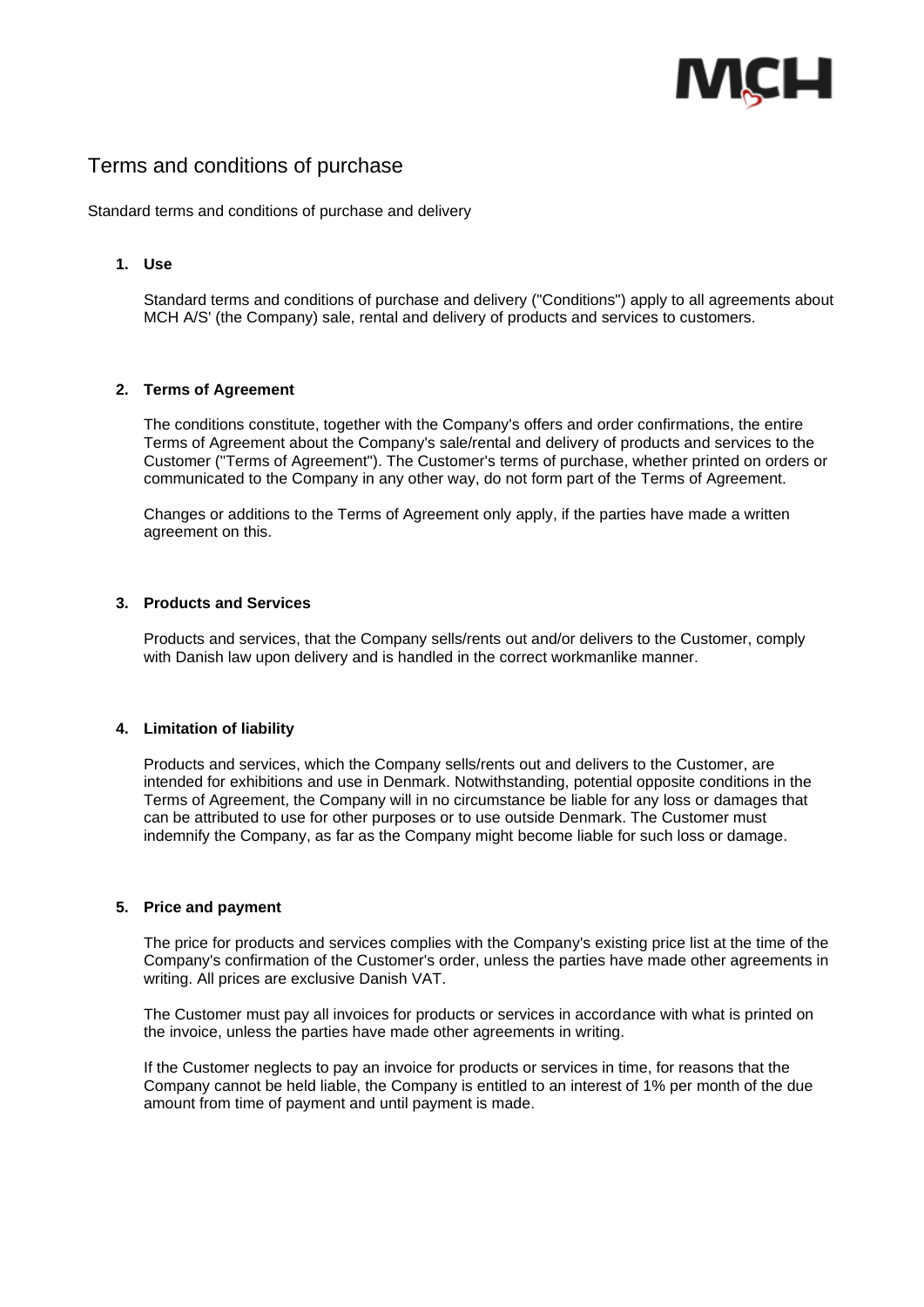# Terms and conditions of purchase

Standard terms and conditions of purchase and delivery

1. **Use**

   Standard terms and conditions of purchase and delivery ("Conditions") apply to all agreements about MCH A/S' (the Company) sale, rental and delivery of products and services to customers.

2. **Terms of Agreement**

   The conditions constitute, together with the Company's offers and order confirmations, the entire Terms of Agreement about the Company's sale/rental and delivery of products and services to the Customer ("Terms of Agreement"). The Customer's terms of purchase, whether printed on orders or communicated to the Company in any other way, do not form part of the Terms of Agreement.

   Changes or additions to the Terms of Agreement only apply, if the parties have made a written agreement on this.

3. **Products and Services**

   Products and services, that the Company sells/rents out and/or delivers to the Customer, comply with Danish law upon delivery and is handled in the correct workmanlike manner.

4. **Limitation of liability**

   Products and services, which the Company sells/rents out and delivers to the Customer, are intended for exhibitions and use in Denmark. Notwithstanding, potential opposite conditions in the Terms of Agreement, the Company will in no circumstance be liable for any loss or damages that can be attributed to use for other purposes or to use outside Denmark. The Customer must indemnify the Company, as far as the Company might become liable for such loss or damage.

5. **Price and payment**

   The price for products and services complies with the Company's existing price list at the time of the Company's confirmation of the Customer's order, unless the parties have made other agreements in writing. All prices are exclusive Danish VAT.

   The Customer must pay all invoices for products or services in accordance with what is printed on the invoice, unless the parties have made other agreements in writing.

   If the Customer neglects to pay an invoice for products or services in time, for reasons that the Company cannot be held liable, the Company is entitled to an interest of 1% per month of the due amount from time of payment and until payment is made.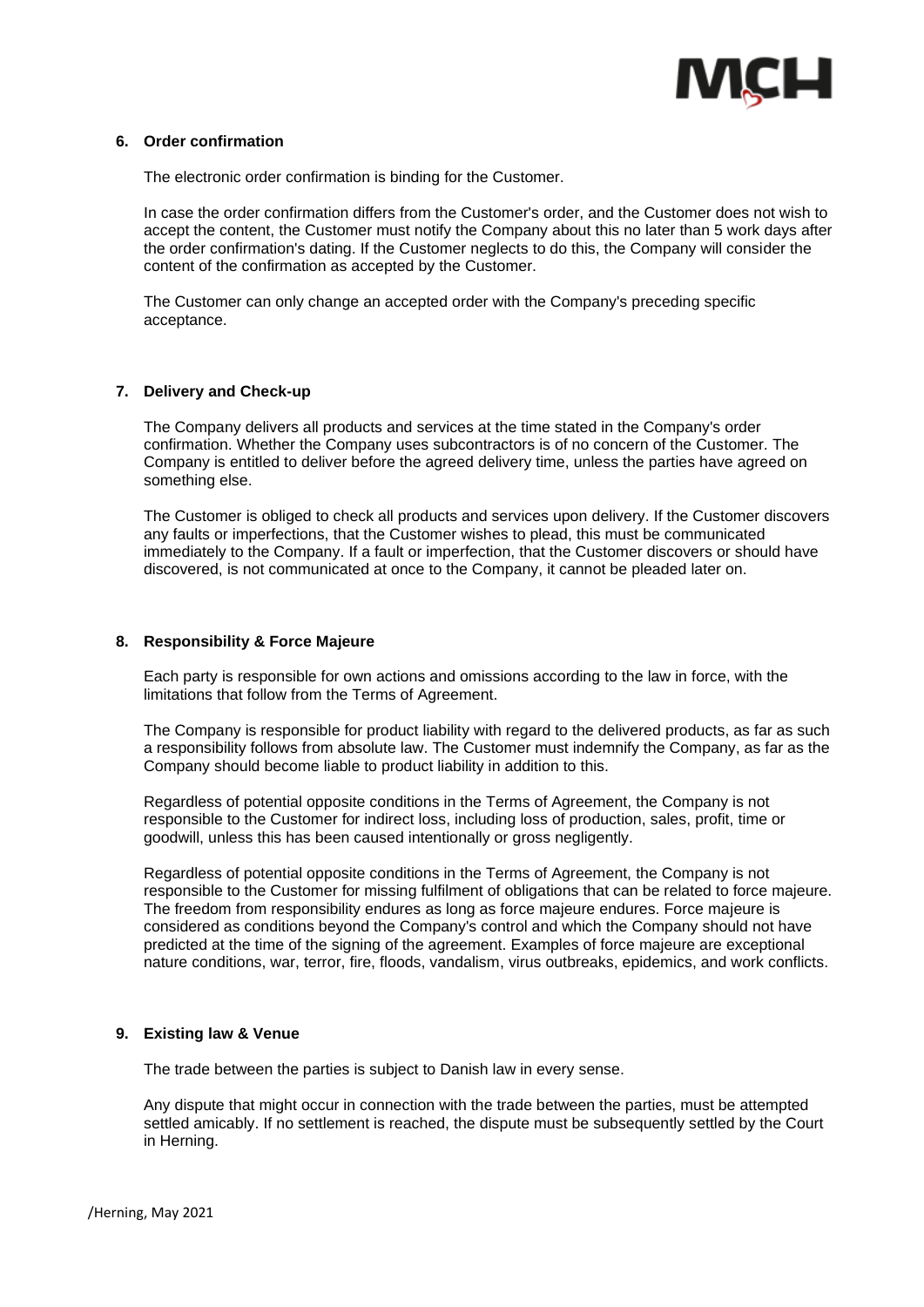## 6. Order confirmation

The electronic order confirmation is binding for the Customer.

In case the order confirmation differs from the Customer's order, and the Customer does not wish to accept the content, the Customer must notify the Company about this no later than 5 work days after the order confirmation's dating. If the Customer neglects to do this, the Company will consider the content of the confirmation as accepted by the Customer.

The Customer can only change an accepted order with the Company's preceding specific acceptance.

## 7. Delivery and Check-up

The Company delivers all products and services at the time stated in the Company's order confirmation. Whether the Company uses subcontractors is of no concern of the Customer. The Company is entitled to deliver before the agreed delivery time, unless the parties have agreed on something else.

The Customer is obliged to check all products and services upon delivery. If the Customer discovers any faults or imperfections, that the Customer wishes to plead, this must be communicated immediately to the Company. If a fault or imperfection, that the Customer discovers or should have discovered, is not communicated at once to the Company, it cannot be pleaded later on.

## 8. Responsibility & Force Majeure

Each party is responsible for own actions and omissions according to the law in force, with the limitations that follow from the Terms of Agreement.

The Company is responsible for product liability with regard to the delivered products, as far as such a responsibility follows from absolute law. The Customer must indemnify the Company, as far as the Company should become liable to product liability in addition to this.

Regardless of potential opposite conditions in the Terms of Agreement, the Company is not responsible to the Customer for indirect loss, including loss of production, sales, profit, time or goodwill, unless this has been caused intentionally or gross negligently.

Regardless of potential opposite conditions in the Terms of Agreement, the Company is not responsible to the Customer for missing fulfilment of obligations that can be related to force majeure. The freedom from responsibility endures as long as force majeure endures. Force majeure is considered as conditions beyond the Company's control and which the Company should not have predicted at the time of the signing of the agreement. Examples of force majeure are exceptional nature conditions, war, terror, fire, floods, vandalism, virus outbreaks, epidemics, and work conflicts.

## 9. Existing law & Venue

The trade between the parties is subject to Danish law in every sense.

Any dispute that might occur in connection with the trade between the parties, must be attempted settled amicably. If no settlement is reached, the dispute must be subsequently settled by the Court in Herning.

/Herning, May 2021